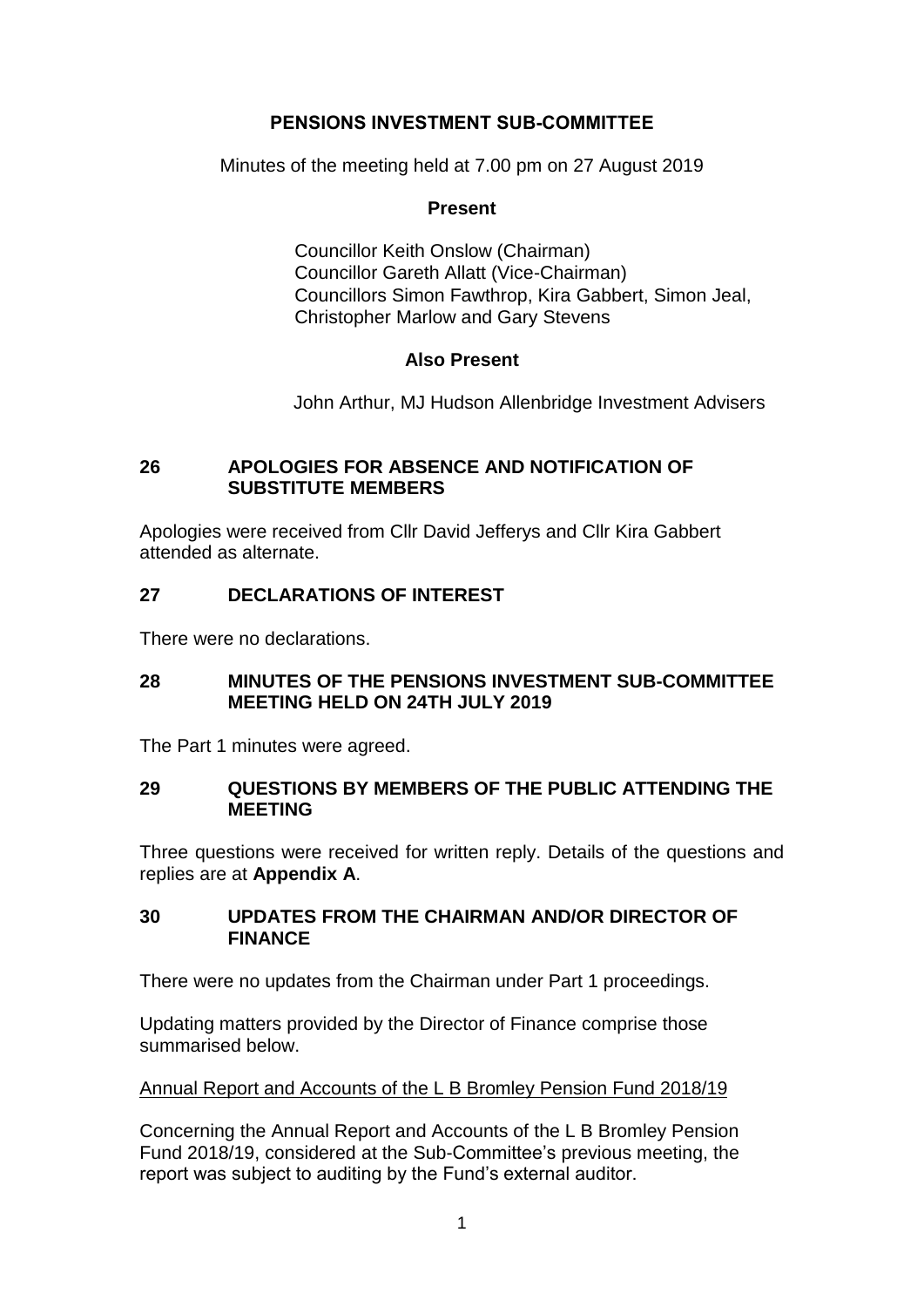# PENSIONS INVESTMENT SUB-COMMITTEE

Minutes of the meeting held at 7.00 pm on 27 August 2019

**Present**

Councillor Keith Onslow (Chairman)
Councillor Gareth Allatt (Vice-Chairman)
Councillors Simon Fawthrop, Kira Gabbert, Simon Jeal, Christopher Marlow and Gary Stevens

**Also Present**

John Arthur, MJ Hudson Allenbridge Investment Advisers

## 26 APOLOGIES FOR ABSENCE AND NOTIFICATION OF SUBSTITUTE MEMBERS

Apologies were received from Cllr David Jefferys and Cllr Kira Gabbert attended as alternate.

## 27 DECLARATIONS OF INTEREST

There were no declarations.

## 28 MINUTES OF THE PENSIONS INVESTMENT SUB-COMMITTEE MEETING HELD ON 24TH JULY 2019

The Part 1 minutes were agreed.

## 29 QUESTIONS BY MEMBERS OF THE PUBLIC ATTENDING THE MEETING

Three questions were received for written reply. Details of the questions and replies are at **Appendix A**.

## 30 UPDATES FROM THE CHAIRMAN AND/OR DIRECTOR OF FINANCE

There were no updates from the Chairman under Part 1 proceedings.

Updating matters provided by the Director of Finance comprise those summarised below.

Annual Report and Accounts of the L B Bromley Pension Fund 2018/19

Concerning the Annual Report and Accounts of the L B Bromley Pension Fund 2018/19, considered at the Sub-Committee's previous meeting, the report was subject to auditing by the Fund's external auditor.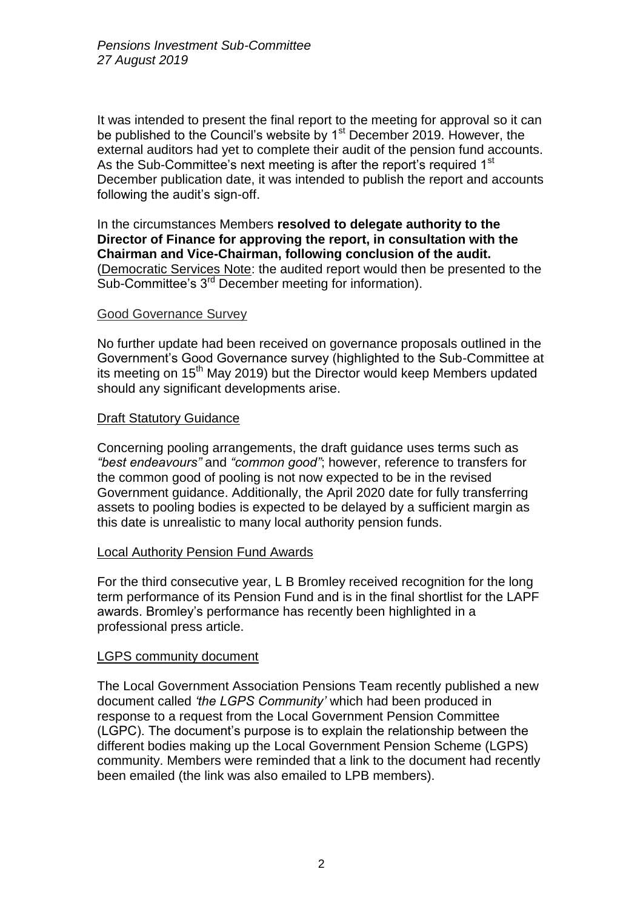It was intended to present the final report to the meeting for approval so it can be published to the Council's website by 1st December 2019. However, the external auditors had yet to complete their audit of the pension fund accounts. As the Sub-Committee's next meeting is after the report's required 1st December publication date, it was intended to publish the report and accounts following the audit's sign-off.

In the circumstances Members **resolved to delegate authority to the Director of Finance for approving the report, in consultation with the Chairman and Vice-Chairman, following conclusion of the audit.** (Democratic Services Note: the audited report would then be presented to the Sub-Committee's 3rd December meeting for information).

Good Governance Survey

No further update had been received on governance proposals outlined in the Government's Good Governance survey (highlighted to the Sub-Committee at its meeting on 15th May 2019) but the Director would keep Members updated should any significant developments arise.

Draft Statutory Guidance

Concerning pooling arrangements, the draft guidance uses terms such as *"best endeavours"* and *"common good"*; however, reference to transfers for the common good of pooling is not now expected to be in the revised Government guidance. Additionally, the April 2020 date for fully transferring assets to pooling bodies is expected to be delayed by a sufficient margin as this date is unrealistic to many local authority pension funds.

Local Authority Pension Fund Awards

For the third consecutive year, L B Bromley received recognition for the long term performance of its Pension Fund and is in the final shortlist for the LAPF awards. Bromley's performance has recently been highlighted in a professional press article.

LGPS community document

The Local Government Association Pensions Team recently published a new document called *'the LGPS Community'* which had been produced in response to a request from the Local Government Pension Committee (LGPC). The document's purpose is to explain the relationship between the different bodies making up the Local Government Pension Scheme (LGPS) community. Members were reminded that a link to the document had recently been emailed (the link was also emailed to LPB members).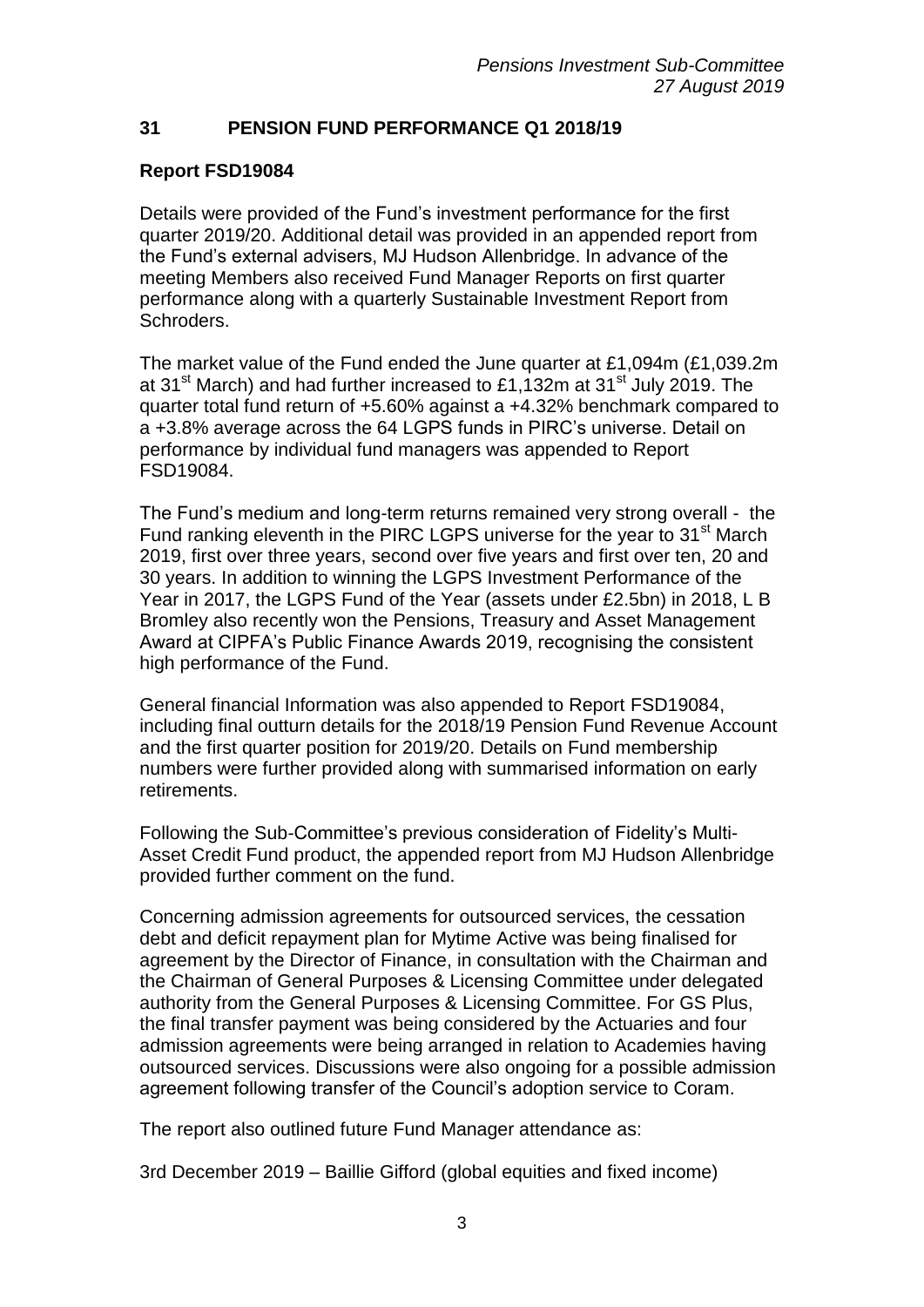## 31 PENSION FUND PERFORMANCE Q1 2018/19

**Report FSD19084**

Details were provided of the Fund's investment performance for the first quarter 2019/20. Additional detail was provided in an appended report from the Fund's external advisers, MJ Hudson Allenbridge. In advance of the meeting Members also received Fund Manager Reports on first quarter performance along with a quarterly Sustainable Investment Report from Schroders.

The market value of the Fund ended the June quarter at £1,094m (£1,039.2m at 31st March) and had further increased to £1,132m at 31st July 2019. The quarter total fund return of +5.60% against a +4.32% benchmark compared to a +3.8% average across the 64 LGPS funds in PIRC's universe. Detail on performance by individual fund managers was appended to Report FSD19084.

The Fund's medium and long-term returns remained very strong overall - the Fund ranking eleventh in the PIRC LGPS universe for the year to 31st March 2019, first over three years, second over five years and first over ten, 20 and 30 years. In addition to winning the LGPS Investment Performance of the Year in 2017, the LGPS Fund of the Year (assets under £2.5bn) in 2018, L B Bromley also recently won the Pensions, Treasury and Asset Management Award at CIPFA's Public Finance Awards 2019, recognising the consistent high performance of the Fund.

General financial Information was also appended to Report FSD19084, including final outturn details for the 2018/19 Pension Fund Revenue Account and the first quarter position for 2019/20. Details on Fund membership numbers were further provided along with summarised information on early retirements.

Following the Sub-Committee's previous consideration of Fidelity's Multi-Asset Credit Fund product, the appended report from MJ Hudson Allenbridge provided further comment on the fund.

Concerning admission agreements for outsourced services, the cessation debt and deficit repayment plan for Mytime Active was being finalised for agreement by the Director of Finance, in consultation with the Chairman and the Chairman of General Purposes & Licensing Committee under delegated authority from the General Purposes & Licensing Committee. For GS Plus, the final transfer payment was being considered by the Actuaries and four admission agreements were being arranged in relation to Academies having outsourced services. Discussions were also ongoing for a possible admission agreement following transfer of the Council's adoption service to Coram.

The report also outlined future Fund Manager attendance as:

3rd December 2019 – Baillie Gifford (global equities and fixed income)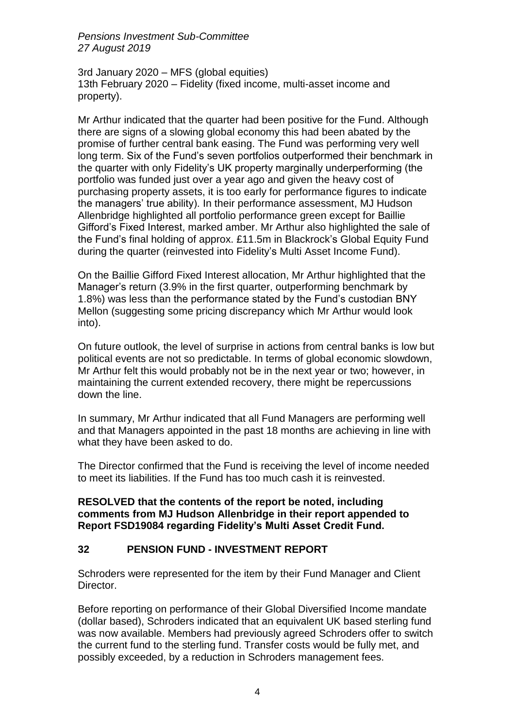3rd January 2020 – MFS (global equities)
13th February 2020 – Fidelity (fixed income, multi-asset income and property).

Mr Arthur indicated that the quarter had been positive for the Fund. Although there are signs of a slowing global economy this had been abated by the promise of further central bank easing. The Fund was performing very well long term. Six of the Fund's seven portfolios outperformed their benchmark in the quarter with only Fidelity's UK property marginally underperforming (the portfolio was funded just over a year ago and given the heavy cost of purchasing property assets, it is too early for performance figures to indicate the managers' true ability). In their performance assessment, MJ Hudson Allenbridge highlighted all portfolio performance green except for Baillie Gifford's Fixed Interest, marked amber. Mr Arthur also highlighted the sale of the Fund's final holding of approx. £11.5m in Blackrock's Global Equity Fund during the quarter (reinvested into Fidelity's Multi Asset Income Fund).

On the Baillie Gifford Fixed Interest allocation, Mr Arthur highlighted that the Manager's return (3.9% in the first quarter, outperforming benchmark by 1.8%) was less than the performance stated by the Fund's custodian BNY Mellon (suggesting some pricing discrepancy which Mr Arthur would look into).

On future outlook, the level of surprise in actions from central banks is low but political events are not so predictable. In terms of global economic slowdown, Mr Arthur felt this would probably not be in the next year or two; however, in maintaining the current extended recovery, there might be repercussions down the line.

In summary, Mr Arthur indicated that all Fund Managers are performing well and that Managers appointed in the past 18 months are achieving in line with what they have been asked to do.

The Director confirmed that the Fund is receiving the level of income needed to meet its liabilities. If the Fund has too much cash it is reinvested.

**RESOLVED that the contents of the report be noted, including comments from MJ Hudson Allenbridge in their report appended to Report FSD19084 regarding Fidelity's Multi Asset Credit Fund.**

## 32 PENSION FUND - INVESTMENT REPORT

Schroders were represented for the item by their Fund Manager and Client Director.

Before reporting on performance of their Global Diversified Income mandate (dollar based), Schroders indicated that an equivalent UK based sterling fund was now available. Members had previously agreed Schroders offer to switch the current fund to the sterling fund. Transfer costs would be fully met, and possibly exceeded, by a reduction in Schroders management fees.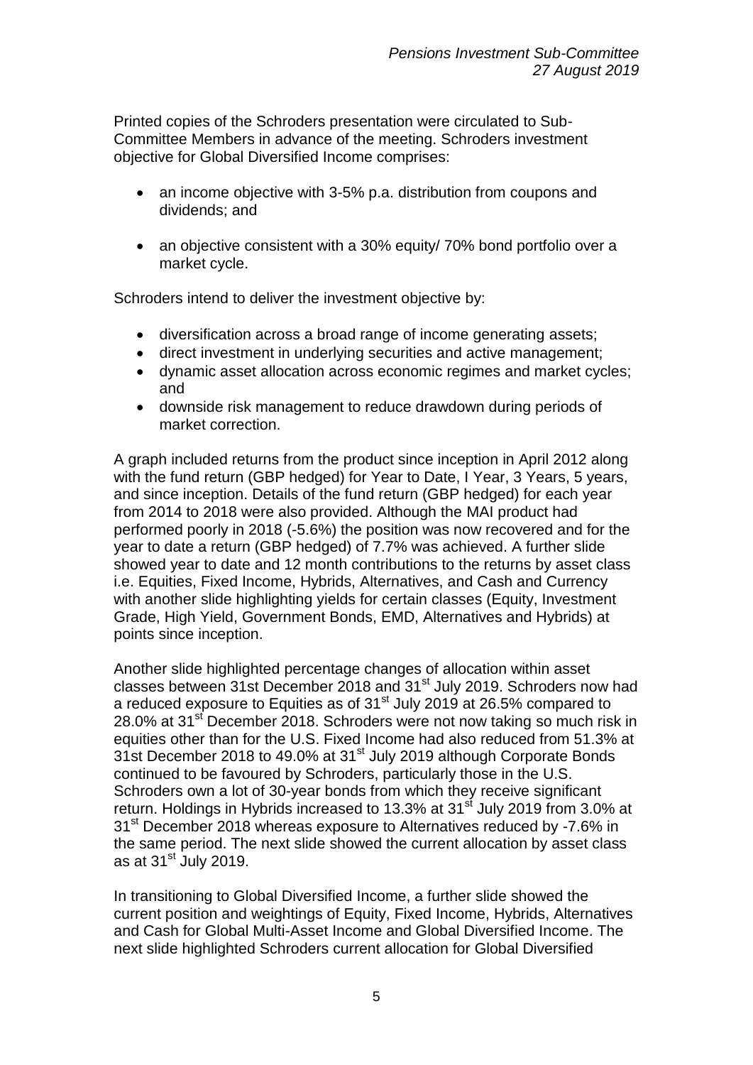Printed copies of the Schroders presentation were circulated to Sub-Committee Members in advance of the meeting. Schroders investment objective for Global Diversified Income comprises:

- an income objective with 3-5% p.a. distribution from coupons and dividends; and
- an objective consistent with a 30% equity/ 70% bond portfolio over a market cycle.

Schroders intend to deliver the investment objective by:

- diversification across a broad range of income generating assets;
- direct investment in underlying securities and active management;
- dynamic asset allocation across economic regimes and market cycles; and
- downside risk management to reduce drawdown during periods of market correction.

A graph included returns from the product since inception in April 2012 along with the fund return (GBP hedged) for Year to Date, I Year, 3 Years, 5 years, and since inception. Details of the fund return (GBP hedged) for each year from 2014 to 2018 were also provided. Although the MAI product had performed poorly in 2018 (-5.6%) the position was now recovered and for the year to date a return (GBP hedged) of 7.7% was achieved. A further slide showed year to date and 12 month contributions to the returns by asset class i.e. Equities, Fixed Income, Hybrids, Alternatives, and Cash and Currency with another slide highlighting yields for certain classes (Equity, Investment Grade, High Yield, Government Bonds, EMD, Alternatives and Hybrids) at points since inception.

Another slide highlighted percentage changes of allocation within asset classes between 31st December 2018 and 31st July 2019. Schroders now had a reduced exposure to Equities as of 31st July 2019 at 26.5% compared to 28.0% at 31st December 2018. Schroders were not now taking so much risk in equities other than for the U.S. Fixed Income had also reduced from 51.3% at 31st December 2018 to 49.0% at 31st July 2019 although Corporate Bonds continued to be favoured by Schroders, particularly those in the U.S. Schroders own a lot of 30-year bonds from which they receive significant return. Holdings in Hybrids increased to 13.3% at 31st July 2019 from 3.0% at 31st December 2018 whereas exposure to Alternatives reduced by -7.6% in the same period. The next slide showed the current allocation by asset class as at 31st July 2019.

In transitioning to Global Diversified Income, a further slide showed the current position and weightings of Equity, Fixed Income, Hybrids, Alternatives and Cash for Global Multi-Asset Income and Global Diversified Income. The next slide highlighted Schroders current allocation for Global Diversified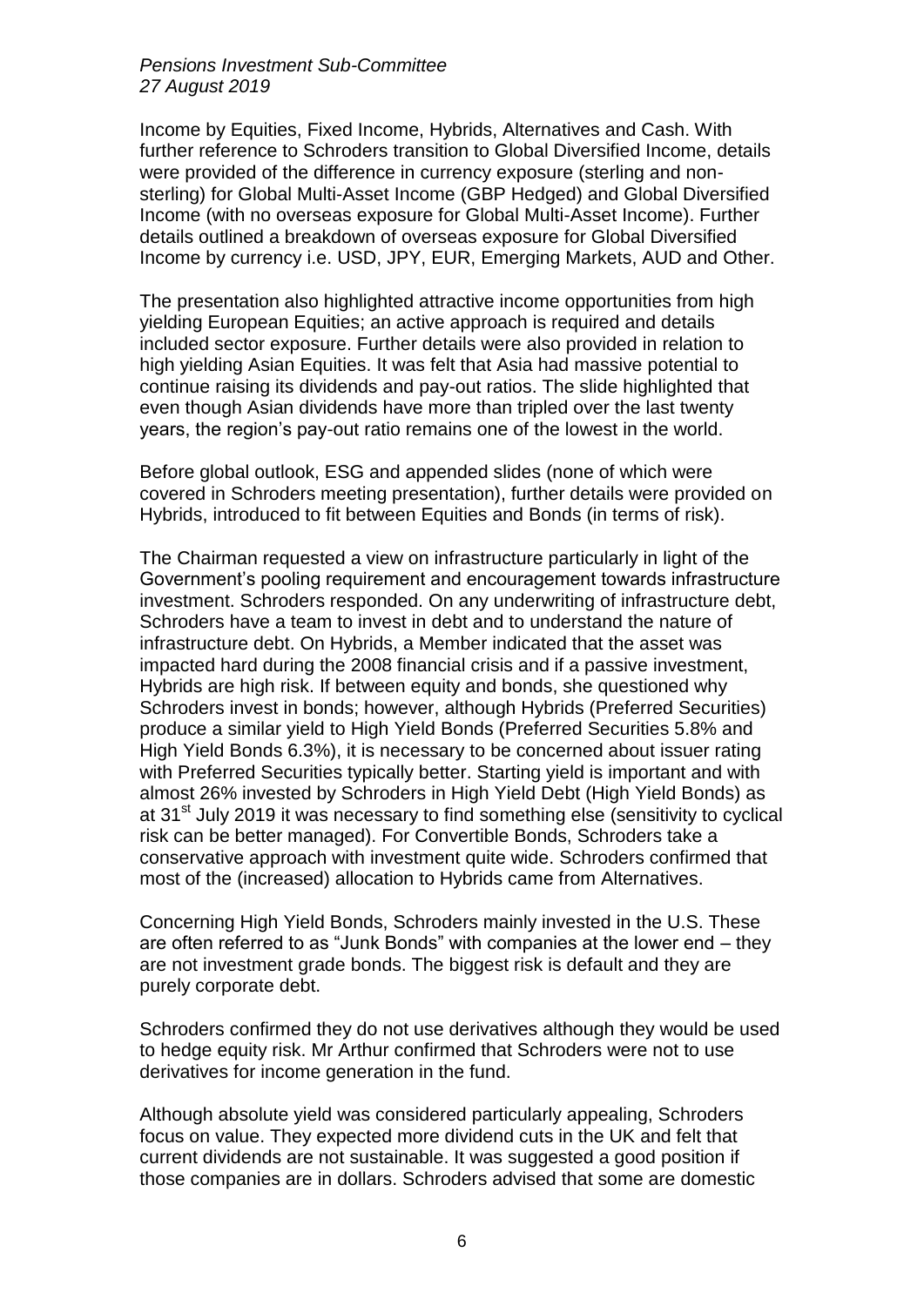Income by Equities, Fixed Income, Hybrids, Alternatives and Cash. With further reference to Schroders transition to Global Diversified Income, details were provided of the difference in currency exposure (sterling and non-sterling) for Global Multi-Asset Income (GBP Hedged) and Global Diversified Income (with no overseas exposure for Global Multi-Asset Income). Further details outlined a breakdown of overseas exposure for Global Diversified Income by currency i.e. USD, JPY, EUR, Emerging Markets, AUD and Other.

The presentation also highlighted attractive income opportunities from high yielding European Equities; an active approach is required and details included sector exposure. Further details were also provided in relation to high yielding Asian Equities. It was felt that Asia had massive potential to continue raising its dividends and pay-out ratios. The slide highlighted that even though Asian dividends have more than tripled over the last twenty years, the region's pay-out ratio remains one of the lowest in the world.

Before global outlook, ESG and appended slides (none of which were covered in Schroders meeting presentation), further details were provided on Hybrids, introduced to fit between Equities and Bonds (in terms of risk).

The Chairman requested a view on infrastructure particularly in light of the Government's pooling requirement and encouragement towards infrastructure investment. Schroders responded. On any underwriting of infrastructure debt, Schroders have a team to invest in debt and to understand the nature of infrastructure debt. On Hybrids, a Member indicated that the asset was impacted hard during the 2008 financial crisis and if a passive investment, Hybrids are high risk. If between equity and bonds, she questioned why Schroders invest in bonds; however, although Hybrids (Preferred Securities) produce a similar yield to High Yield Bonds (Preferred Securities 5.8% and High Yield Bonds 6.3%), it is necessary to be concerned about issuer rating with Preferred Securities typically better. Starting yield is important and with almost 26% invested by Schroders in High Yield Debt (High Yield Bonds) as at 31st July 2019 it was necessary to find something else (sensitivity to cyclical risk can be better managed). For Convertible Bonds, Schroders take a conservative approach with investment quite wide. Schroders confirmed that most of the (increased) allocation to Hybrids came from Alternatives.

Concerning High Yield Bonds, Schroders mainly invested in the U.S. These are often referred to as "Junk Bonds" with companies at the lower end – they are not investment grade bonds. The biggest risk is default and they are purely corporate debt.

Schroders confirmed they do not use derivatives although they would be used to hedge equity risk. Mr Arthur confirmed that Schroders were not to use derivatives for income generation in the fund.

Although absolute yield was considered particularly appealing, Schroders focus on value. They expected more dividend cuts in the UK and felt that current dividends are not sustainable. It was suggested a good position if those companies are in dollars. Schroders advised that some are domestic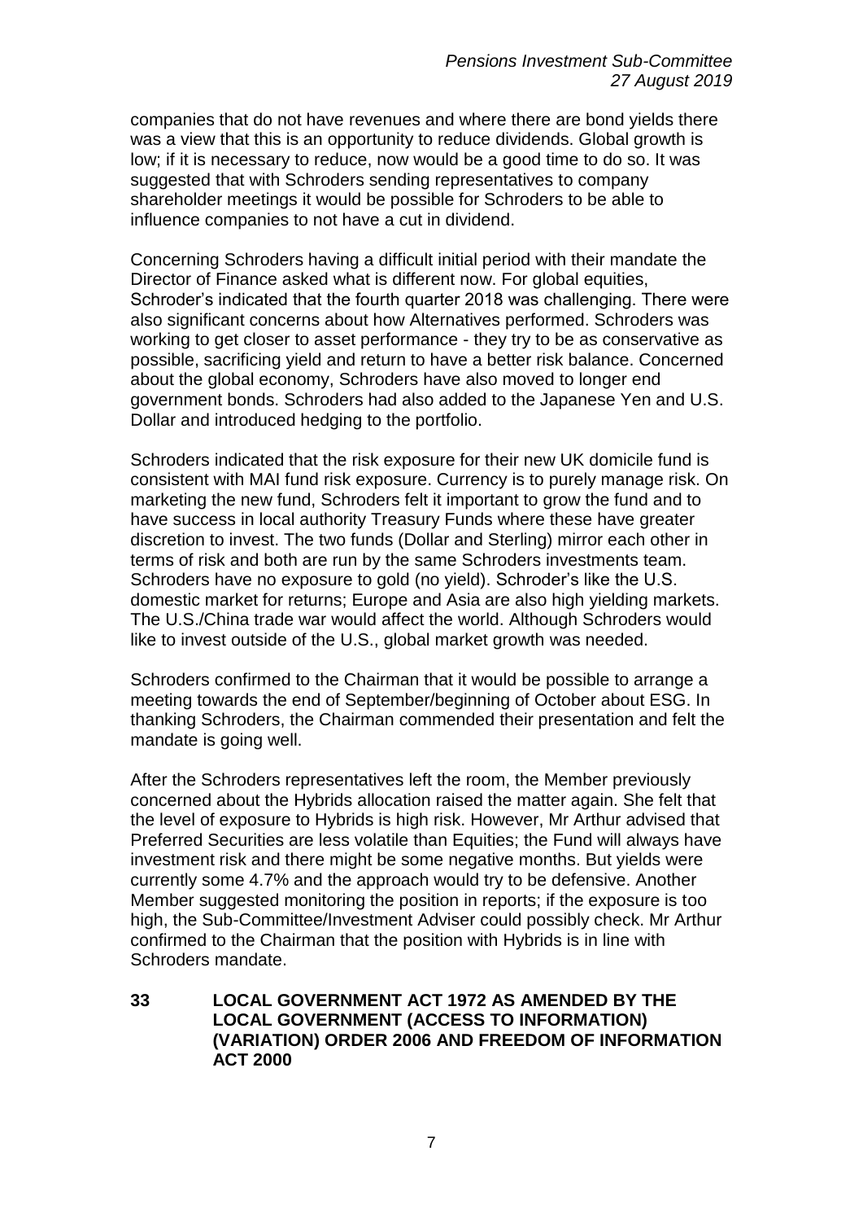companies that do not have revenues and where there are bond yields there was a view that this is an opportunity to reduce dividends. Global growth is low; if it is necessary to reduce, now would be a good time to do so. It was suggested that with Schroders sending representatives to company shareholder meetings it would be possible for Schroders to be able to influence companies to not have a cut in dividend.

Concerning Schroders having a difficult initial period with their mandate the Director of Finance asked what is different now. For global equities, Schroder's indicated that the fourth quarter 2018 was challenging. There were also significant concerns about how Alternatives performed. Schroders was working to get closer to asset performance - they try to be as conservative as possible, sacrificing yield and return to have a better risk balance. Concerned about the global economy, Schroders have also moved to longer end government bonds. Schroders had also added to the Japanese Yen and U.S. Dollar and introduced hedging to the portfolio.

Schroders indicated that the risk exposure for their new UK domicile fund is consistent with MAI fund risk exposure. Currency is to purely manage risk. On marketing the new fund, Schroders felt it important to grow the fund and to have success in local authority Treasury Funds where these have greater discretion to invest. The two funds (Dollar and Sterling) mirror each other in terms of risk and both are run by the same Schroders investments team. Schroders have no exposure to gold (no yield). Schroder's like the U.S. domestic market for returns; Europe and Asia are also high yielding markets. The U.S./China trade war would affect the world. Although Schroders would like to invest outside of the U.S., global market growth was needed.

Schroders confirmed to the Chairman that it would be possible to arrange a meeting towards the end of September/beginning of October about ESG. In thanking Schroders, the Chairman commended their presentation and felt the mandate is going well.

After the Schroders representatives left the room, the Member previously concerned about the Hybrids allocation raised the matter again. She felt that the level of exposure to Hybrids is high risk. However, Mr Arthur advised that Preferred Securities are less volatile than Equities; the Fund will always have investment risk and there might be some negative months. But yields were currently some 4.7% and the approach would try to be defensive. Another Member suggested monitoring the position in reports; if the exposure is too high, the Sub-Committee/Investment Adviser could possibly check. Mr Arthur confirmed to the Chairman that the position with Hybrids is in line with Schroders mandate.

**33 LOCAL GOVERNMENT ACT 1972 AS AMENDED BY THE LOCAL GOVERNMENT (ACCESS TO INFORMATION) (VARIATION) ORDER 2006 AND FREEDOM OF INFORMATION ACT 2000**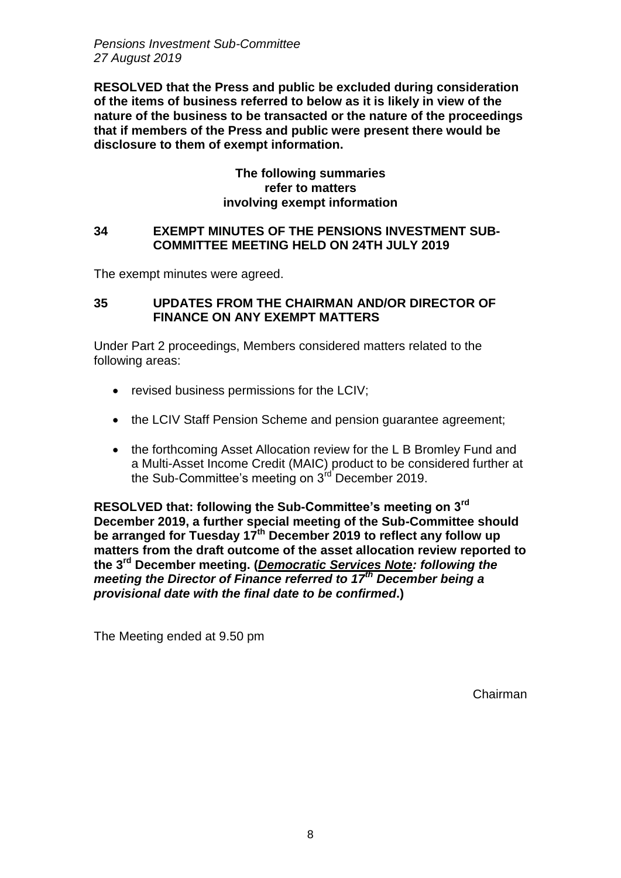**RESOLVED that the Press and public be excluded during consideration of the items of business referred to below as it is likely in view of the nature of the business to be transacted or the nature of the proceedings that if members of the Press and public were present there would be disclosure to them of exempt information.**

**The following summaries refer to matters involving exempt information**

## 34 EXEMPT MINUTES OF THE PENSIONS INVESTMENT SUB-COMMITTEE MEETING HELD ON 24TH JULY 2019

The exempt minutes were agreed.

## 35 UPDATES FROM THE CHAIRMAN AND/OR DIRECTOR OF FINANCE ON ANY EXEMPT MATTERS

Under Part 2 proceedings, Members considered matters related to the following areas:

- revised business permissions for the LCIV;
- the LCIV Staff Pension Scheme and pension guarantee agreement;
- the forthcoming Asset Allocation review for the L B Bromley Fund and a Multi-Asset Income Credit (MAIC) product to be considered further at the Sub-Committee's meeting on 3rd December 2019.

**RESOLVED that: following the Sub-Committee's meeting on 3rd December 2019, a further special meeting of the Sub-Committee should be arranged for Tuesday 17th December 2019 to reflect any follow up matters from the draft outcome of the asset allocation review reported to the 3rd December meeting. (*Democratic Services Note: following the meeting the Director of Finance referred to 17th December being a provisional date with the final date to be confirmed*.)**

The Meeting ended at 9.50 pm

Chairman